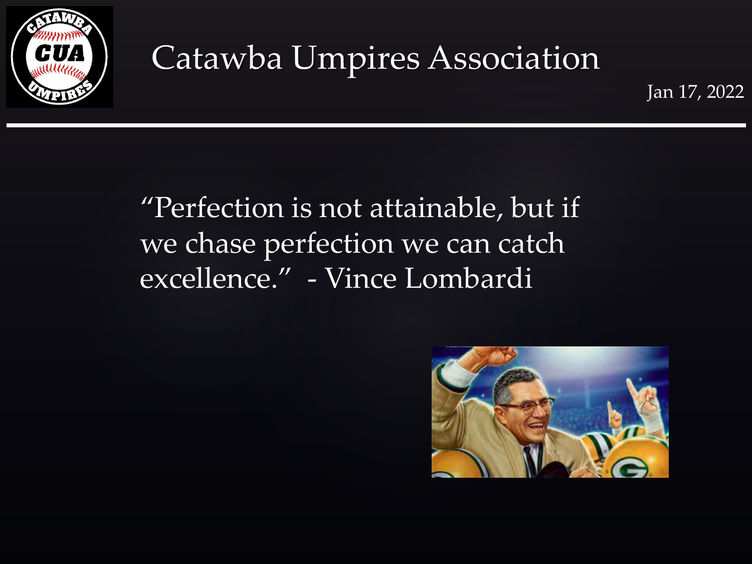# Catawba Umpires Association

Jan 17, 2022

"Perfection is not attainable, but if we chase perfection we can catch excellence." - Vince Lombardi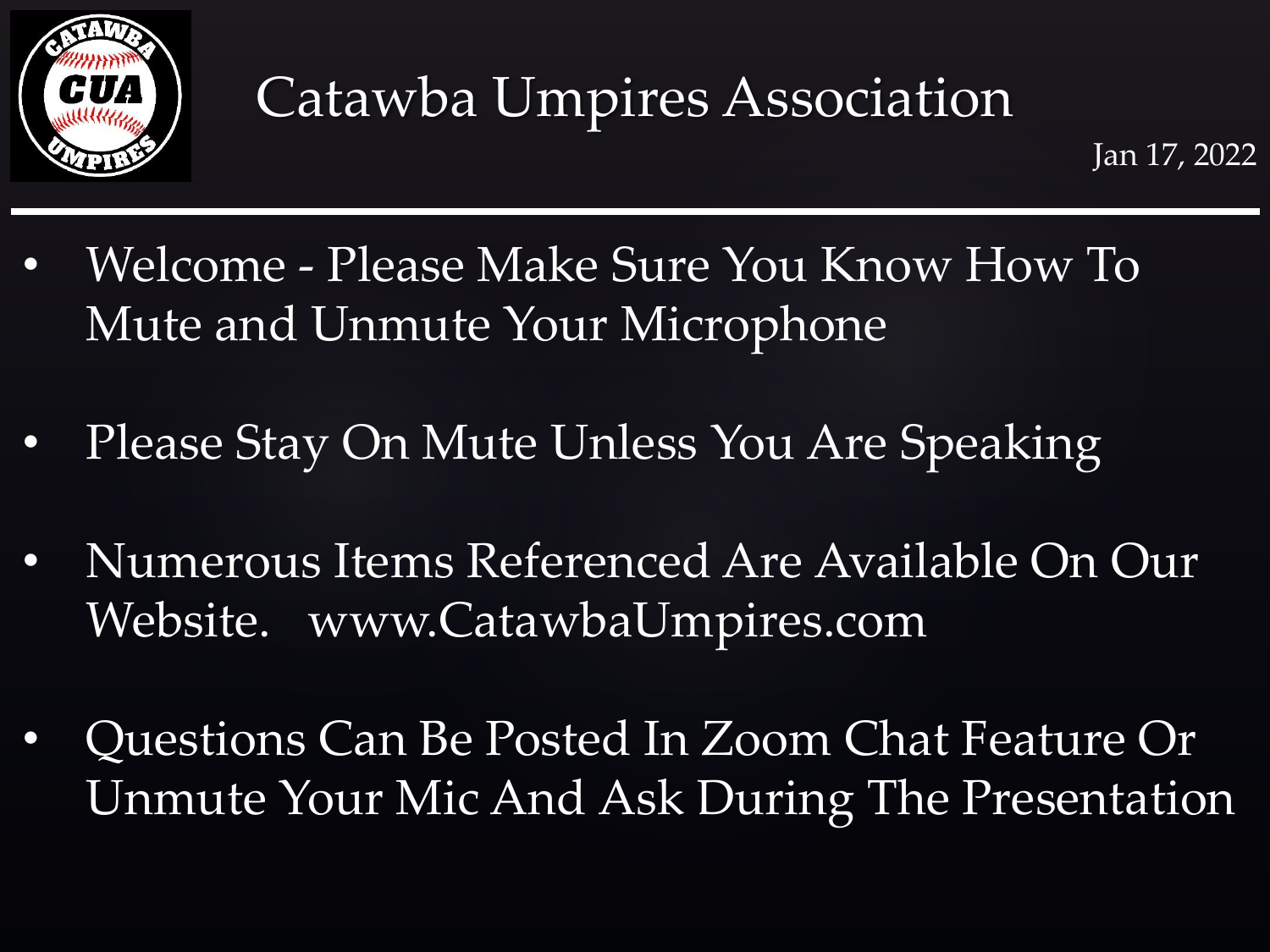# Catawba Umpires Association

Jan 17, 2022

- Welcome - Please Make Sure You Know How To Mute and Unmute Your Microphone
- Please Stay On Mute Unless You Are Speaking
- Numerous Items Referenced Are Available On Our Website. www.CatawbaUmpires.com
- Questions Can Be Posted In Zoom Chat Feature Or Unmute Your Mic And Ask During The Presentation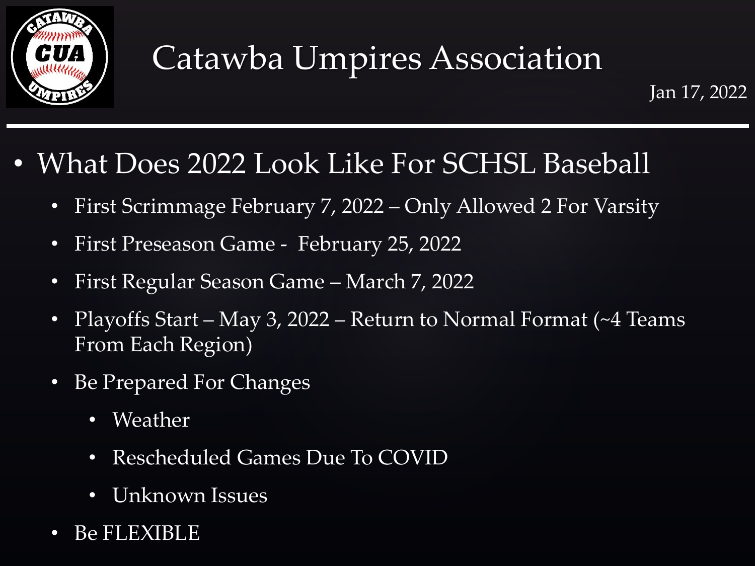# Catawba Umpires Association

Jan 17, 2022

- What Does 2022 Look Like For SCHSL Baseball
  - First Scrimmage February 7, 2022 – Only Allowed 2 For Varsity
  - First Preseason Game - February 25, 2022
  - First Regular Season Game – March 7, 2022
  - Playoffs Start – May 3, 2022 – Return to Normal Format (~4 Teams From Each Region)
  - Be Prepared For Changes
    - Weather
    - Rescheduled Games Due To COVID
    - Unknown Issues
  - Be FLEXIBLE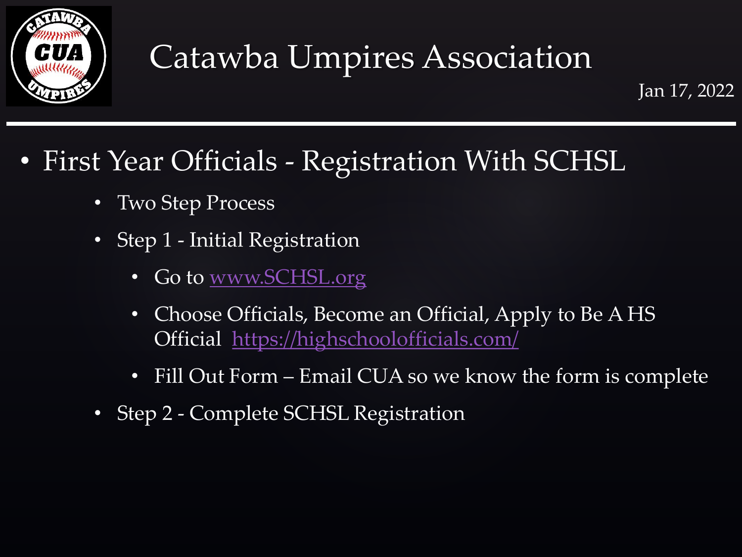# Catawba Umpires Association

Jan 17, 2022

- First Year Officials - Registration With SCHSL
  - Two Step Process
  - Step 1 - Initial Registration
    - Go to [www.SCHSL.org](http://www.SCHSL.org)
    - Choose Officials, Become an Official, Apply to Be A HS Official [https://highschoolofficials.com/](https://highschoolofficials.com/)
    - Fill Out Form – Email CUA so we know the form is complete
  - Step 2 - Complete SCHSL Registration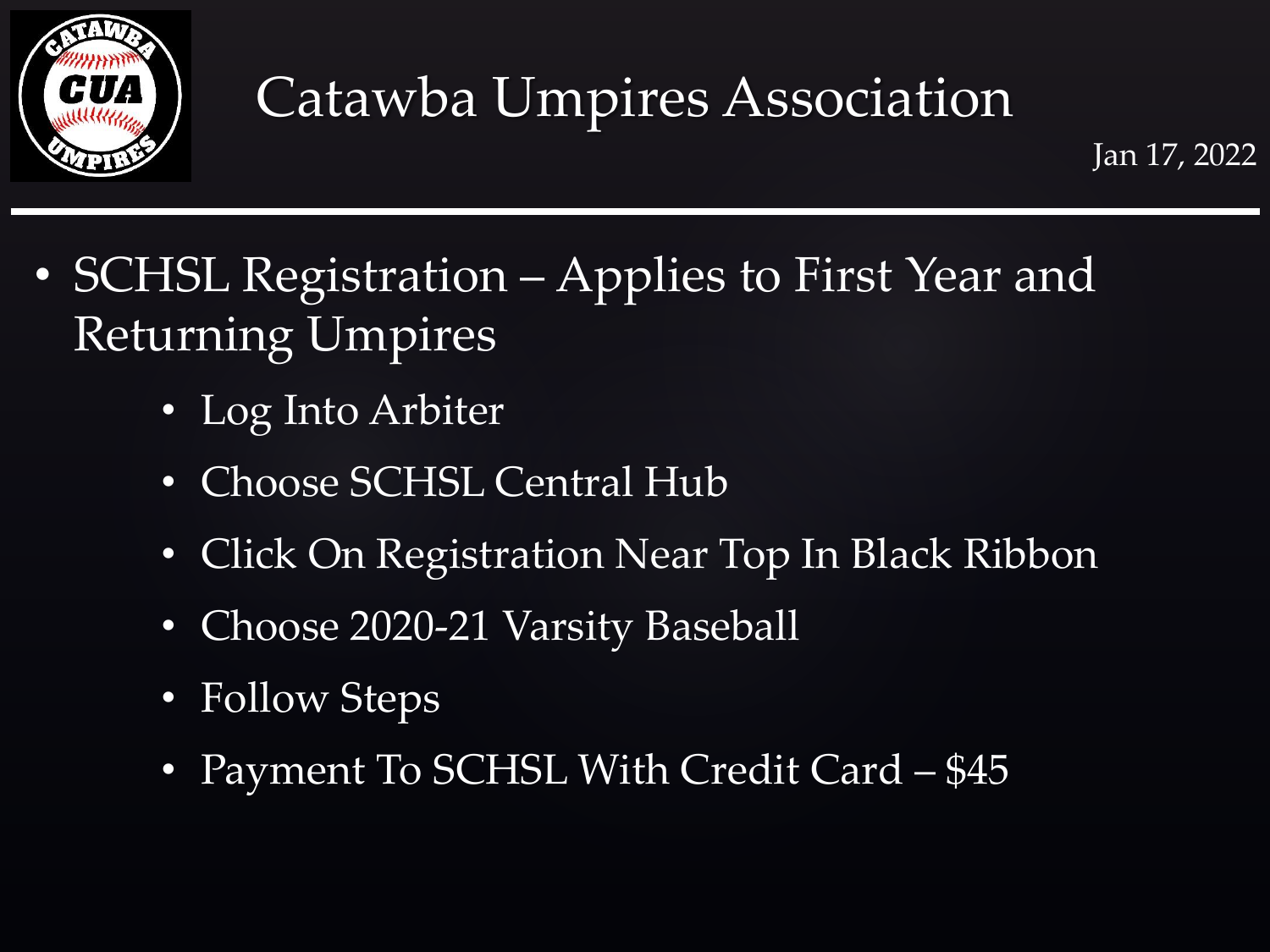# Catawba Umpires Association

Jan 17, 2022

- SCHSL Registration – Applies to First Year and Returning Umpires
  - Log Into Arbiter
  - Choose SCHSL Central Hub
  - Click On Registration Near Top In Black Ribbon
  - Choose 2020-21 Varsity Baseball
  - Follow Steps
  - Payment To SCHSL With Credit Card – $45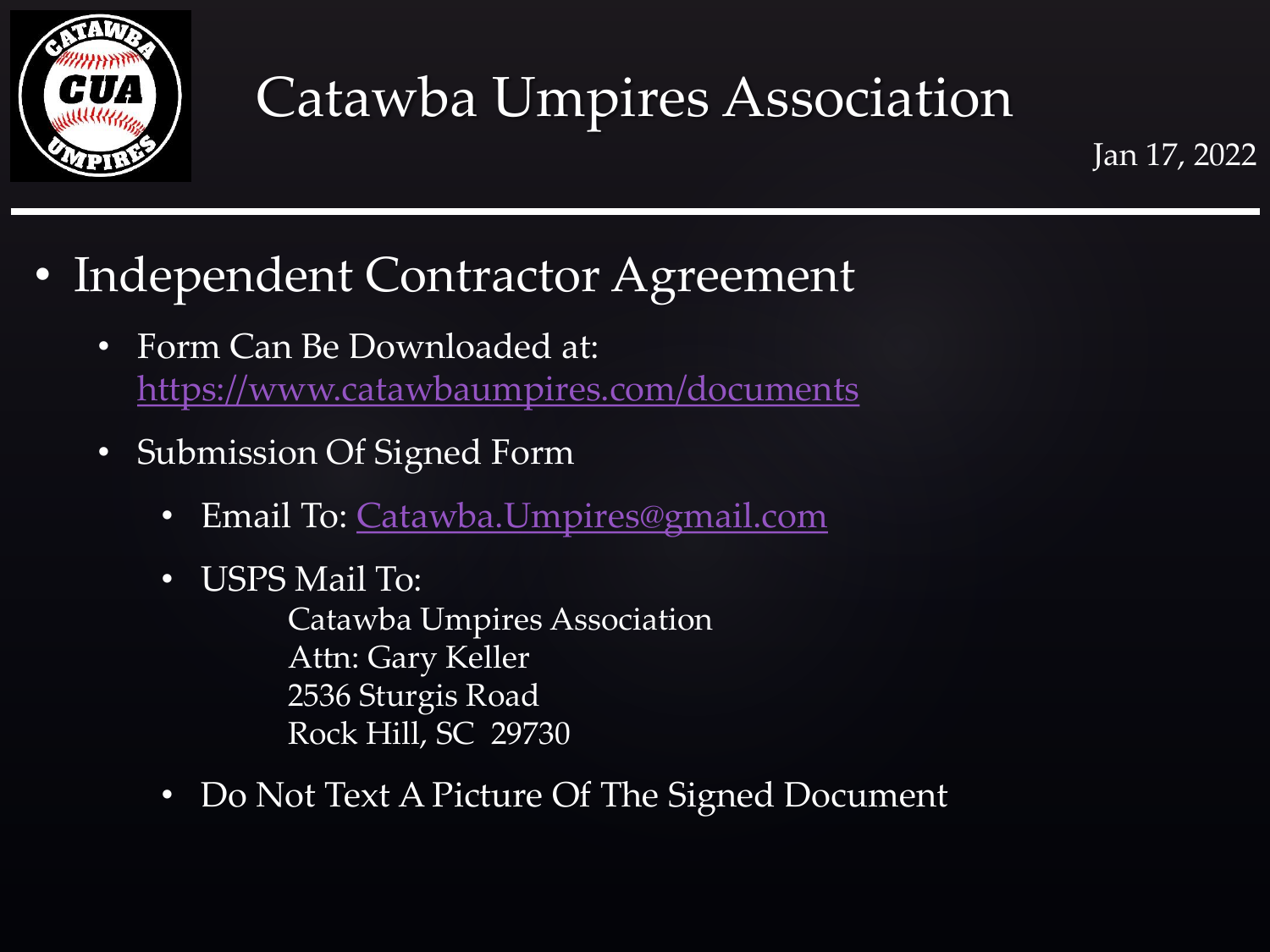# Catawba Umpires Association

Jan 17, 2022

- Independent Contractor Agreement
  - Form Can Be Downloaded at: https://www.catawbaumpires.com/documents
  - Submission Of Signed Form
    - Email To: Catawba.Umpires@gmail.com
    - USPS Mail To:
      Catawba Umpires Association
      Attn: Gary Keller
      2536 Sturgis Road
      Rock Hill, SC 29730
    - Do Not Text A Picture Of The Signed Document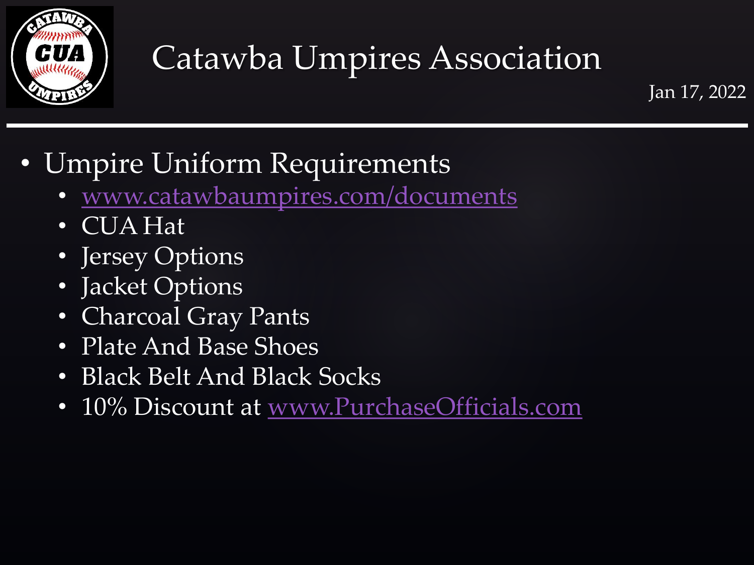# Catawba Umpires Association

Jan 17, 2022

- Umpire Uniform Requirements
  - www.catawbaumpires.com/documents
  - CUA Hat
  - Jersey Options
  - Jacket Options
  - Charcoal Gray Pants
  - Plate And Base Shoes
  - Black Belt And Black Socks
  - 10% Discount at www.PurchaseOfficials.com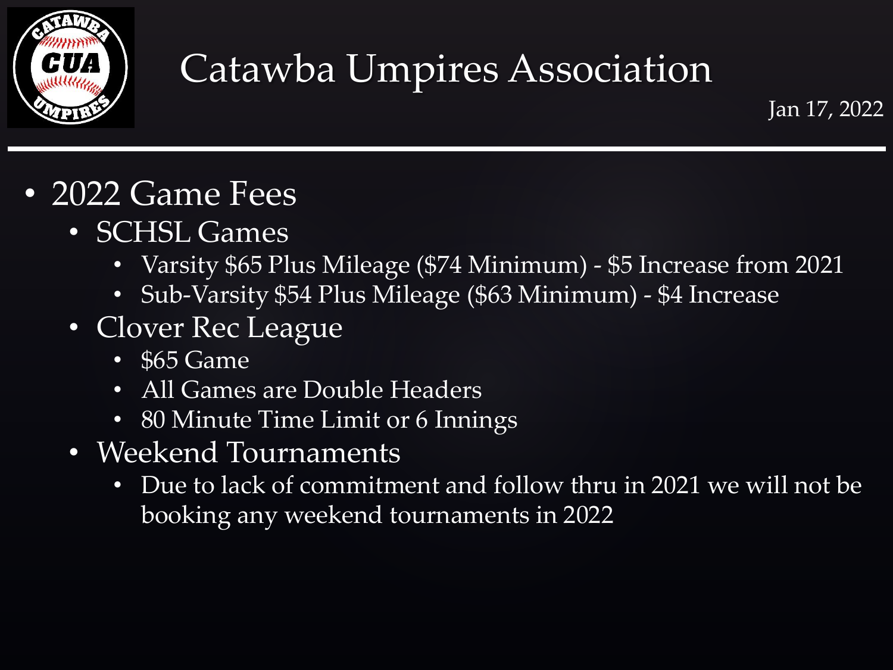# Catawba Umpires Association

Jan 17, 2022

- 2022 Game Fees
  - SCHSL Games
    - Varsity $65 Plus Mileage ($74 Minimum) - $5 Increase from 2021
    - Sub-Varsity $54 Plus Mileage ($63 Minimum) - $4 Increase
  - Clover Rec League
    - $65 Game
    - All Games are Double Headers
    - 80 Minute Time Limit or 6 Innings
  - Weekend Tournaments
    - Due to lack of commitment and follow thru in 2021 we will not be booking any weekend tournaments in 2022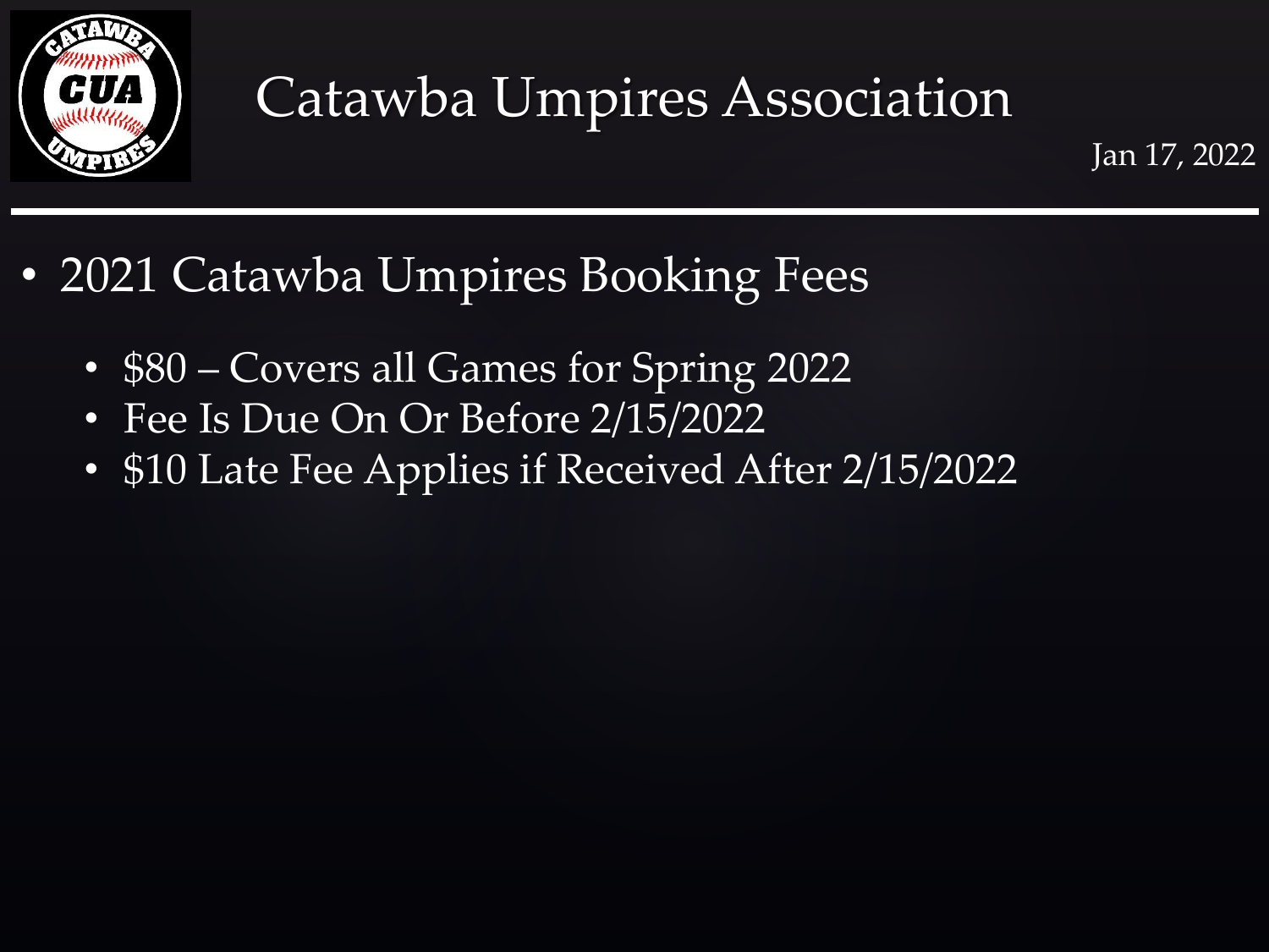# Catawba Umpires Association

Jan 17, 2022

- 2021 Catawba Umpires Booking Fees
  - $80 – Covers all Games for Spring 2022
  - Fee Is Due On Or Before 2/15/2022
  - $10 Late Fee Applies if Received After 2/15/2022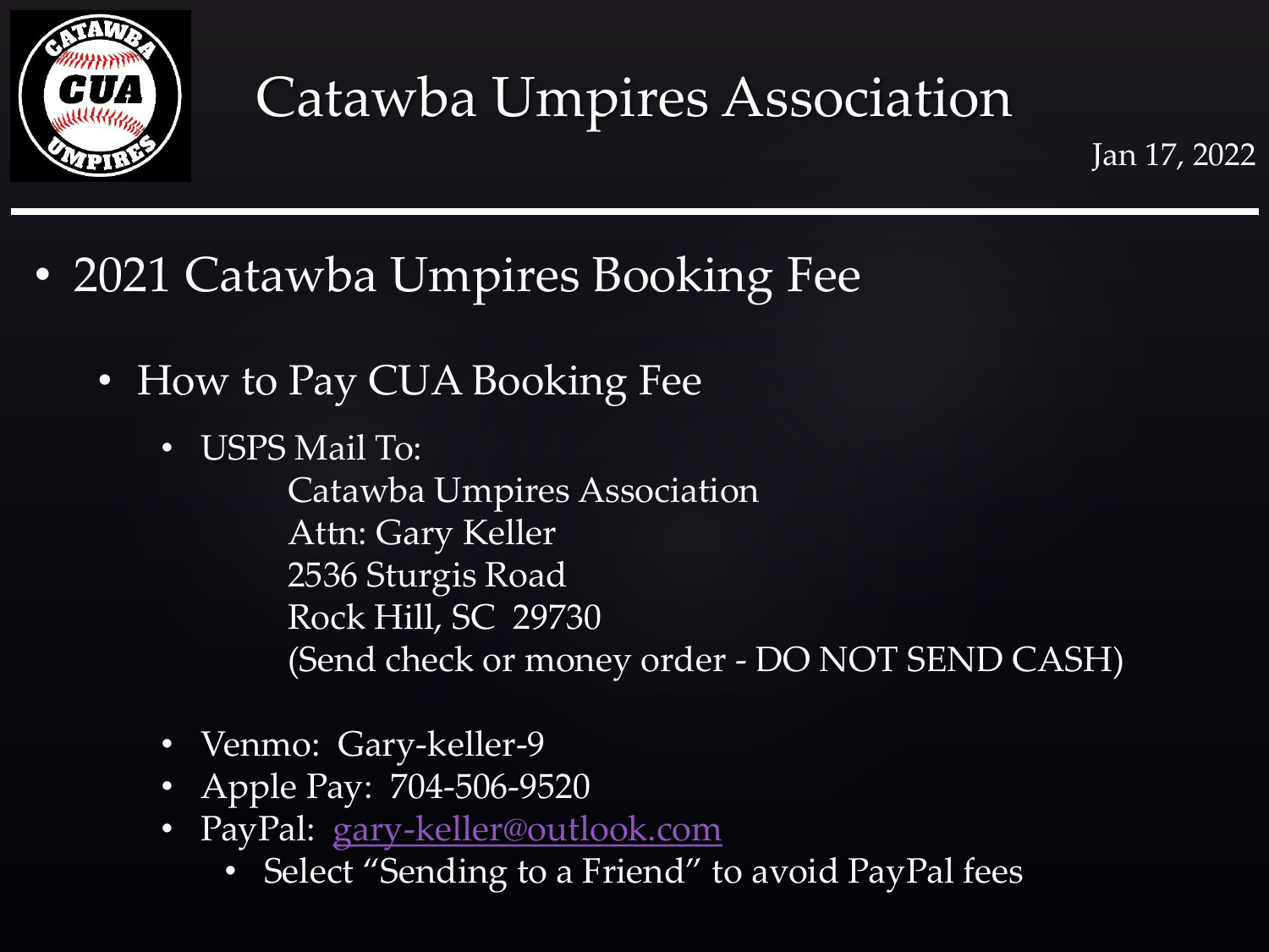# Catawba Umpires Association

Jan 17, 2022

- 2021 Catawba Umpires Booking Fee
  - How to Pay CUA Booking Fee
    - USPS Mail To:

      Catawba Umpires Association
      Attn: Gary Keller
      2536 Sturgis Road
      Rock Hill, SC 29730
      (Send check or money order - DO NOT SEND CASH)

    - Venmo: Gary-keller-9
    - Apple Pay: 704-506-9520
    - PayPal: gary-keller@outlook.com
      - Select "Sending to a Friend" to avoid PayPal fees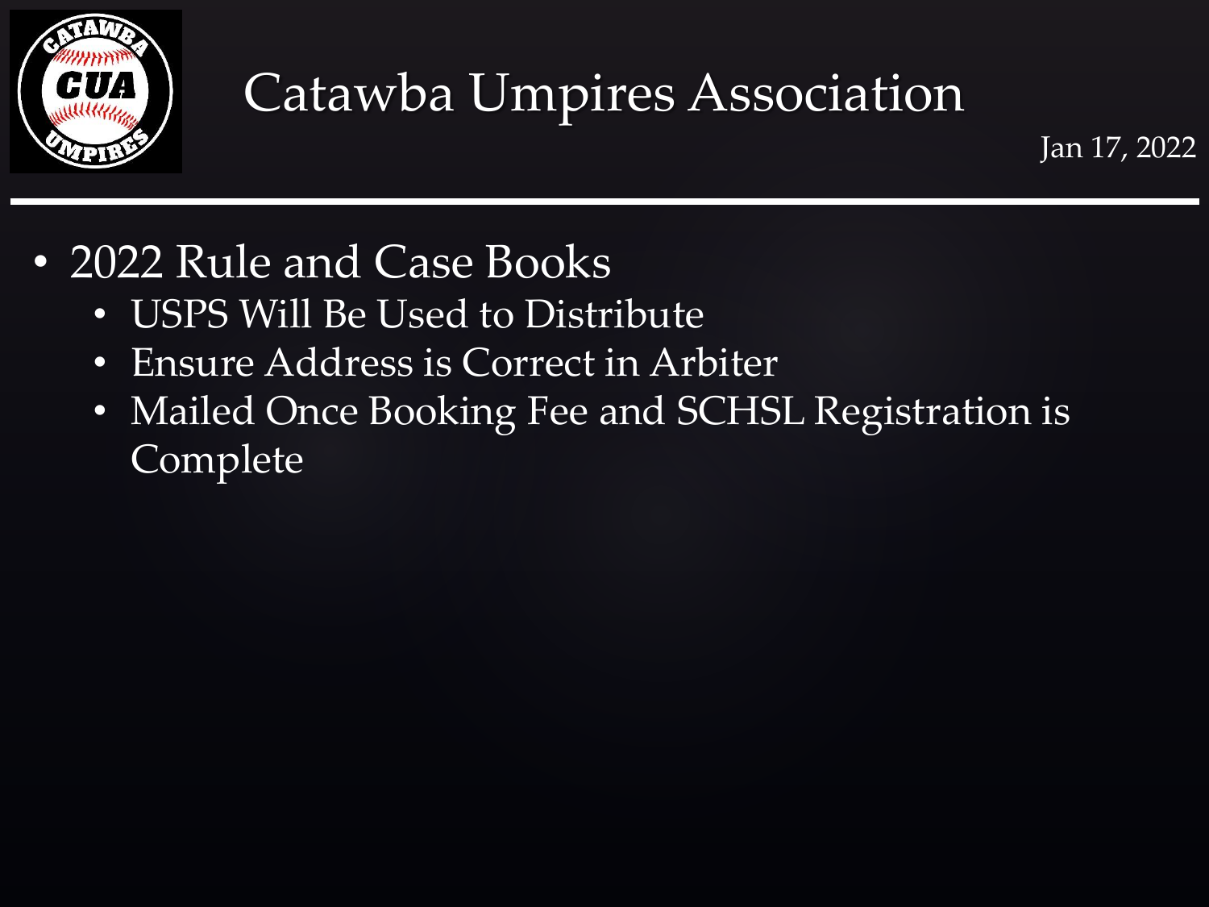# Catawba Umpires Association

Jan 17, 2022

- 2022 Rule and Case Books
  - USPS Will Be Used to Distribute
  - Ensure Address is Correct in Arbiter
  - Mailed Once Booking Fee and SCHSL Registration is Complete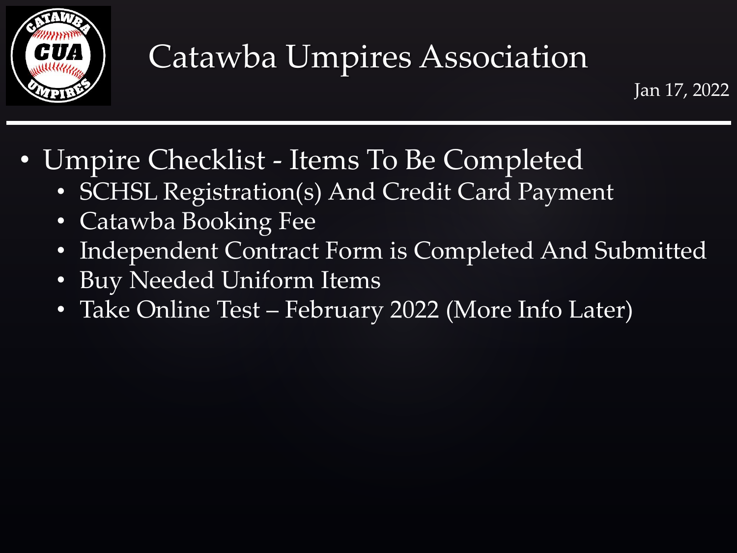# Catawba Umpires Association

Jan 17, 2022

- Umpire Checklist - Items To Be Completed
  - SCHSL Registration(s) And Credit Card Payment
  - Catawba Booking Fee
  - Independent Contract Form is Completed And Submitted
  - Buy Needed Uniform Items
  - Take Online Test – February 2022 (More Info Later)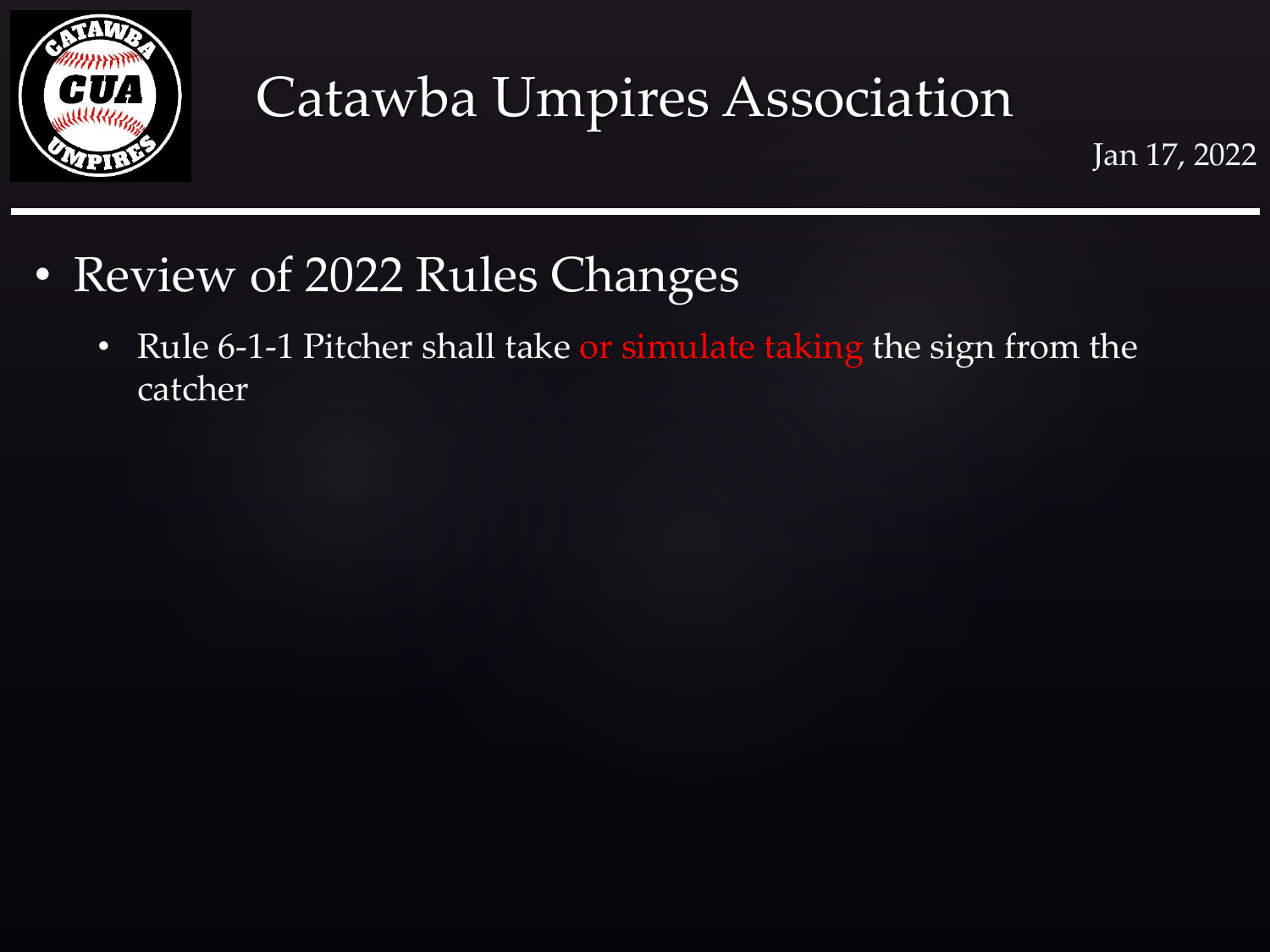# Catawba Umpires Association

Jan 17, 2022

- Review of 2022 Rules Changes
  - Rule 6-1-1 Pitcher shall take or simulate taking the sign from the catcher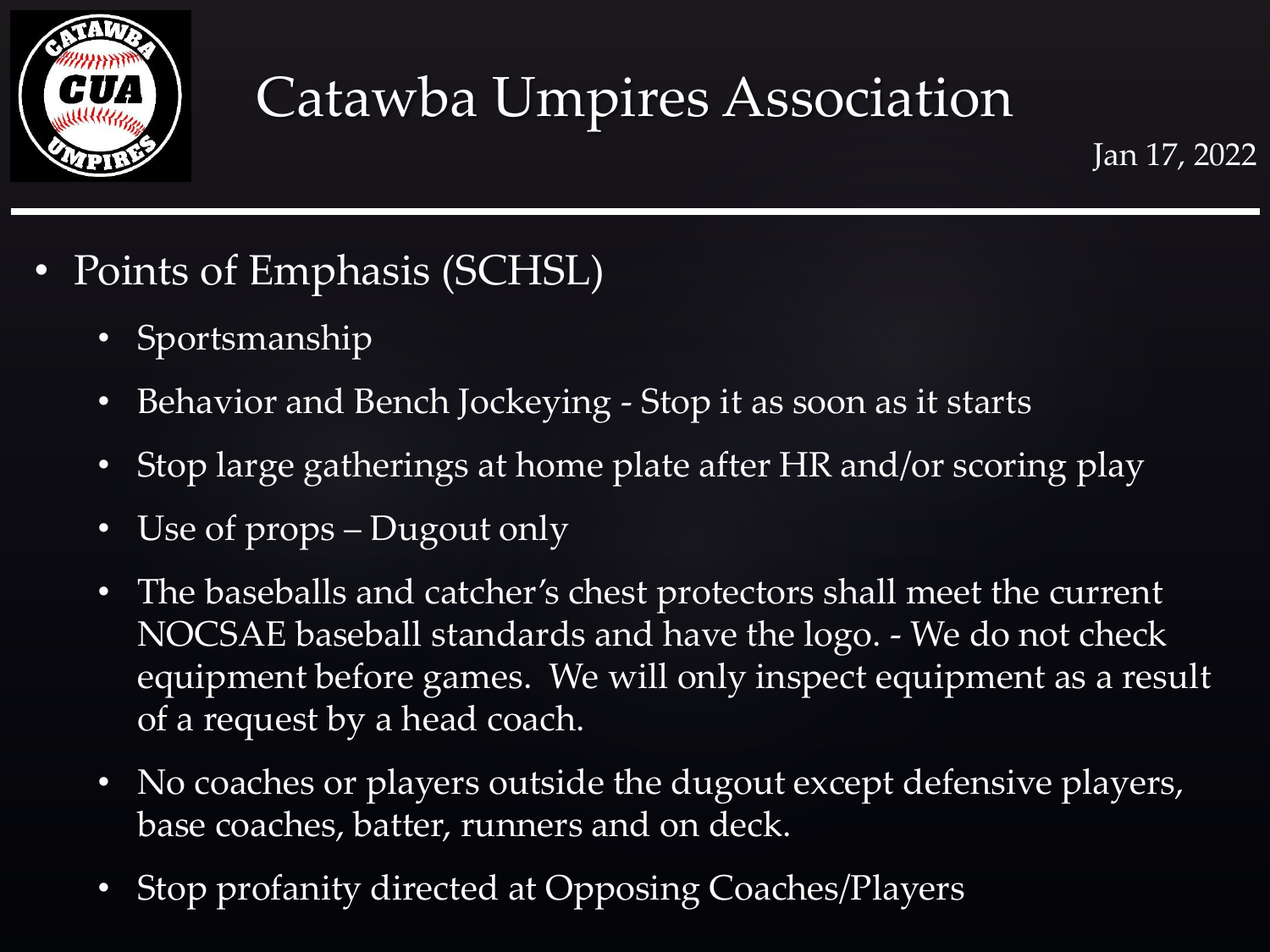# Catawba Umpires Association

Jan 17, 2022

- Points of Emphasis (SCHSL)
  - Sportsmanship
  - Behavior and Bench Jockeying - Stop it as soon as it starts
  - Stop large gatherings at home plate after HR and/or scoring play
  - Use of props – Dugout only
  - The baseballs and catcher's chest protectors shall meet the current NOCSAE baseball standards and have the logo. - We do not check equipment before games. We will only inspect equipment as a result of a request by a head coach.
  - No coaches or players outside the dugout except defensive players, base coaches, batter, runners and on deck.
  - Stop profanity directed at Opposing Coaches/Players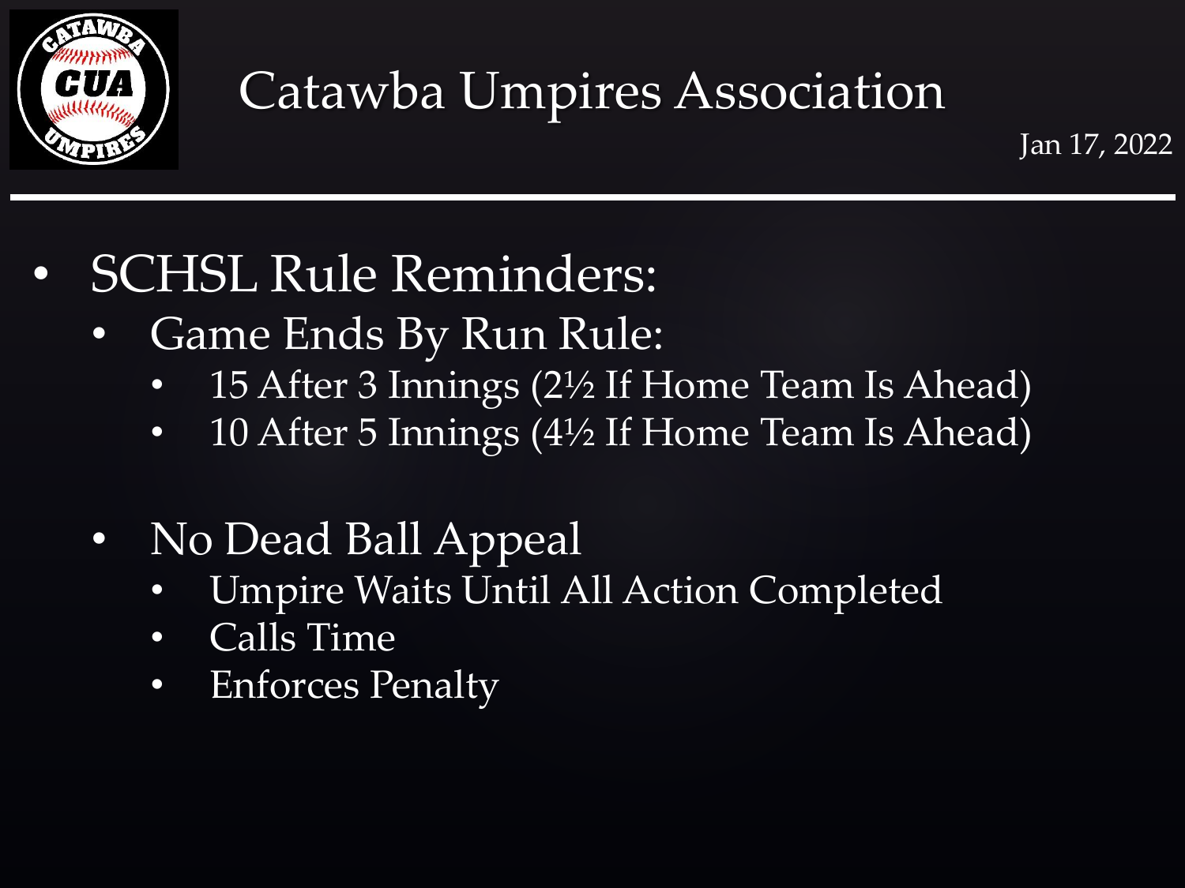# Catawba Umpires Association

Jan 17, 2022

- SCHSL Rule Reminders:
  - Game Ends By Run Rule:
    - 15 After 3 Innings (2½ If Home Team Is Ahead)
    - 10 After 5 Innings (4½ If Home Team Is Ahead)
  - No Dead Ball Appeal
    - Umpire Waits Until All Action Completed
    - Calls Time
    - Enforces Penalty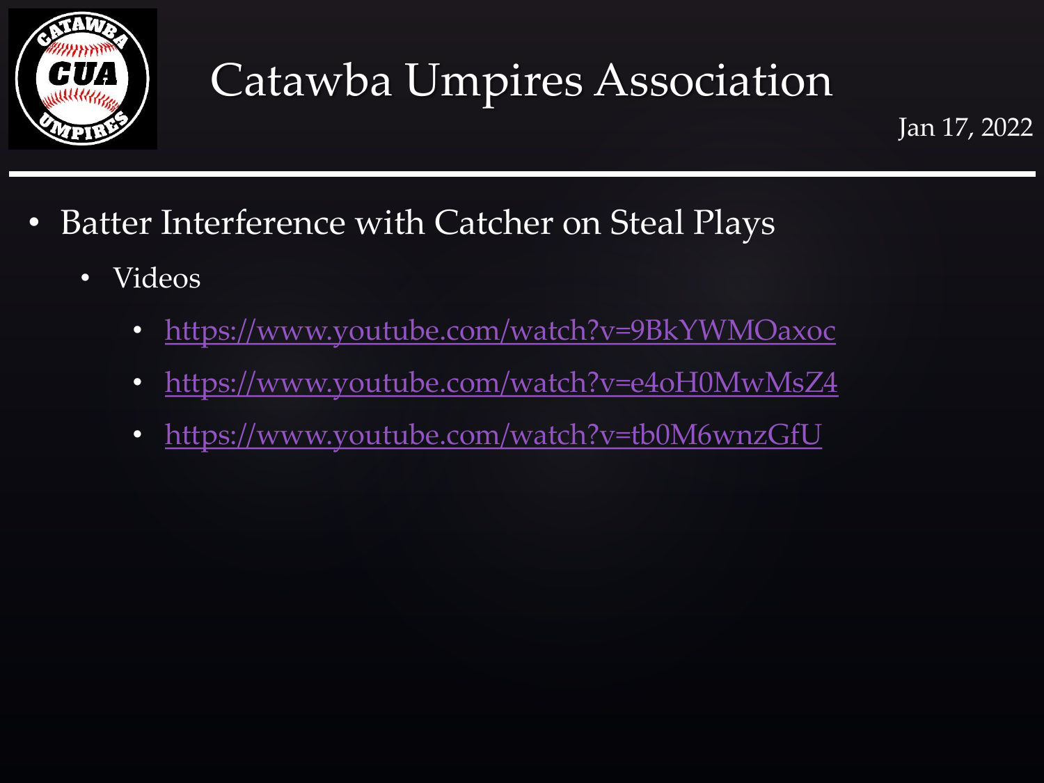# Catawba Umpires Association

Jan 17, 2022

- Batter Interference with Catcher on Steal Plays
  - Videos
    - https://www.youtube.com/watch?v=9BkYWMOaxoc
    - https://www.youtube.com/watch?v=e4oH0MwMsZ4
    - https://www.youtube.com/watch?v=tb0M6wnzGfU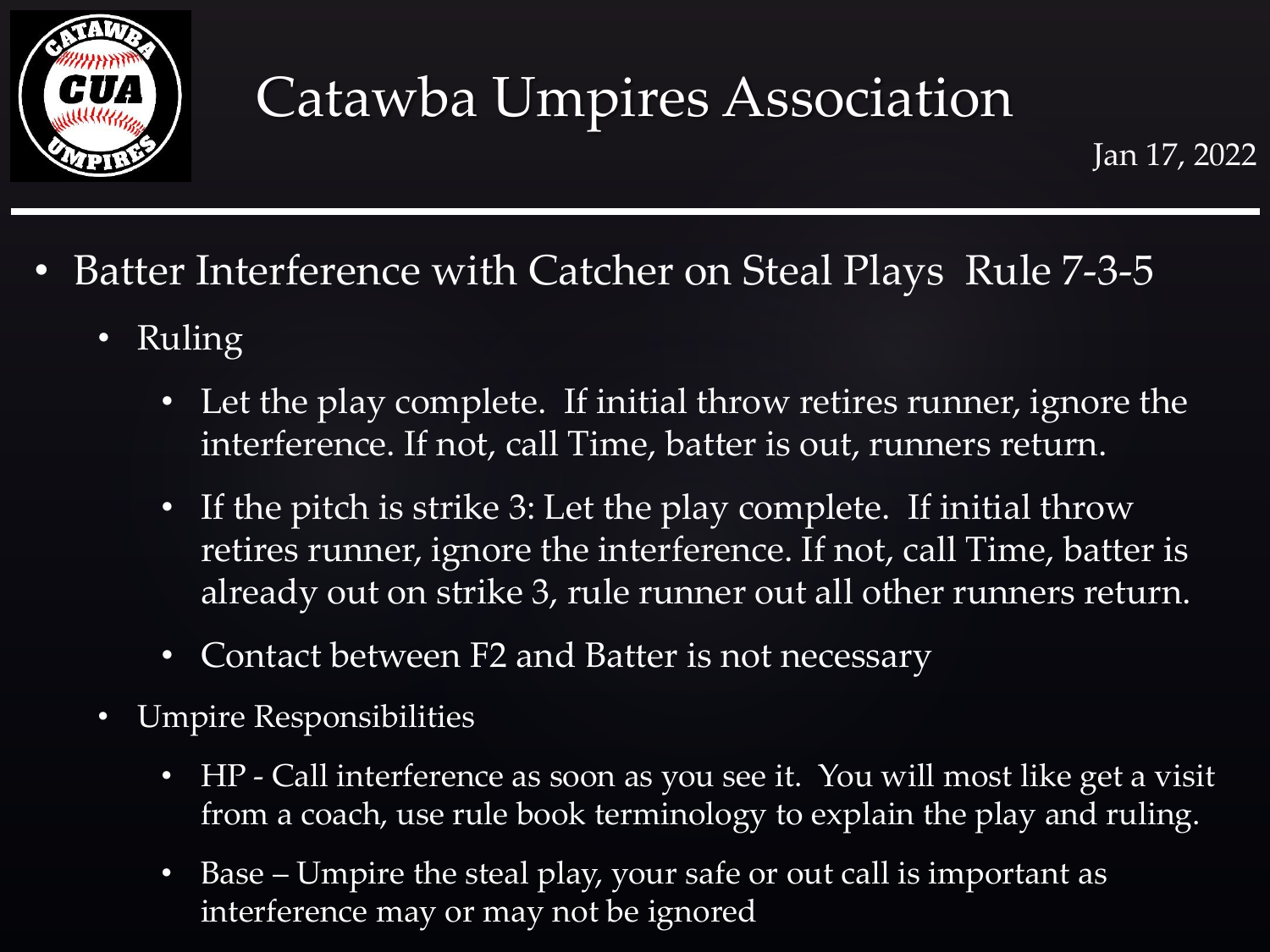# Catawba Umpires Association

Jan 17, 2022

- Batter Interference with Catcher on Steal Plays Rule 7-3-5
  - Ruling
    - Let the play complete. If initial throw retires runner, ignore the interference. If not, call Time, batter is out, runners return.
    - If the pitch is strike 3: Let the play complete. If initial throw retires runner, ignore the interference. If not, call Time, batter is already out on strike 3, rule runner out all other runners return.
    - Contact between F2 and Batter is not necessary
  - Umpire Responsibilities
    - HP - Call interference as soon as you see it. You will most like get a visit from a coach, use rule book terminology to explain the play and ruling.
    - Base – Umpire the steal play, your safe or out call is important as interference may or may not be ignored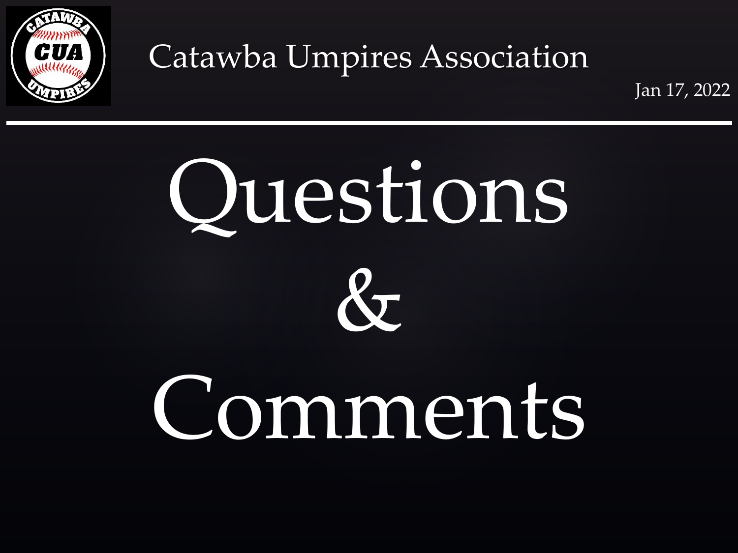# Questions & Comments